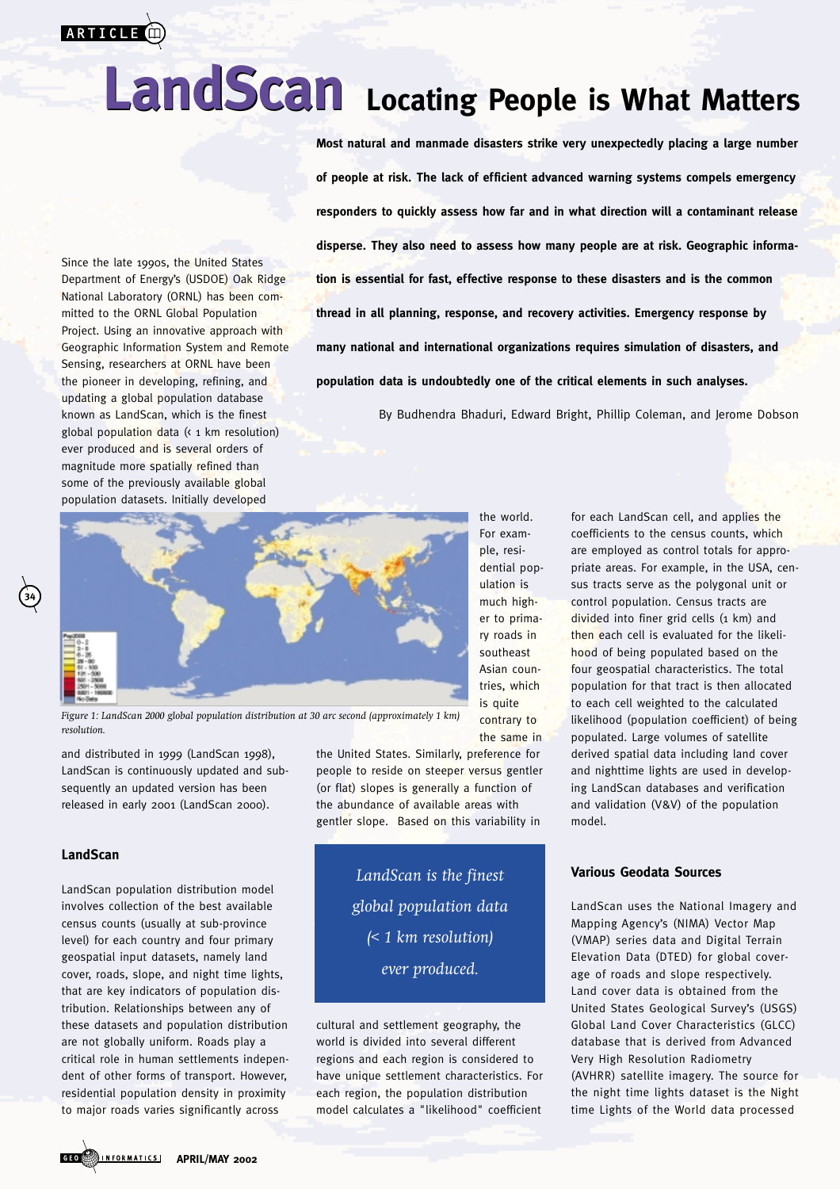# LandScan Locating People is What Matters

**Most natural and manmade disasters strike very unexpectedly placing a large number of people at risk. The lack of efficient advanced warning systems compels emergency responders to quickly assess how far and in what direction will a contaminant release disperse. They also need to assess how many people are at risk. Geographic information is essential for fast, effective response to these disasters and is the common thread in all planning, response, and recovery activities. Emergency response by many national and international organizations requires simulation of disasters, and population data is undoubtedly one of the critical elements in such analyses.**

By Budhendra Bhaduri, Edward Bright, Phillip Coleman, and Jerome Dobson

Since the late 1990s, the United States Department of Energy's (USDOE) Oak Ridge National Laboratory (ORNL) has been committed to the ORNL Global Population Project. Using an innovative approach with Geographic Information System and Remote Sensing, researchers at ORNL have been the pioneer in developing, refining, and updating a global population database known as LandScan, which is the finest global population data (< 1 km resolution) ever produced and is several orders of magnitude more spatially refined than some of the previously available global population datasets. Initially developed and distributed in 1999 (LandScan 1998), LandScan is continuously updated and subsequently an updated version has been released in early 2001 (LandScan 2000).

*Figure 1: LandScan 2000 global population distribution at 30 arc second (approximately 1 km) resolution.*

## LandScan

LandScan population distribution model involves collection of the best available census counts (usually at sub-province level) for each country and four primary geospatial input datasets, namely land cover, roads, slope, and night time lights, that are key indicators of population distribution. Relationships between any of these datasets and population distribution are not globally uniform. Roads play a critical role in human settlements independent of other forms of transport. However, residential population density in proximity to major roads varies significantly across the world. For example, residential population is much higher to primary roads in southeast Asian countries, which is quite contrary to the same in the United States. Similarly, preference for people to reside on steeper versus gentler (or flat) slopes is generally a function of the abundance of available areas with gentler slope. Based on this variability in cultural and settlement geography, the world is divided into several different regions and each region is considered to have unique settlement characteristics. For each region, the population distribution model calculates a "likelihood" coefficient for each LandScan cell, and applies the coefficients to the census counts, which are employed as control totals for appropriate areas. For example, in the USA, census tracts serve as the polygonal unit or control population. Census tracts are divided into finer grid cells (1 km) and then each cell is evaluated for the likelihood of being populated based on the four geospatial characteristics. The total population for that tract is then allocated to each cell weighted to the calculated likelihood (population coefficient) of being populated. Large volumes of satellite derived spatial data including land cover and nighttime lights are used in developing LandScan databases and verification and validation (V&V) of the population model.

*LandScan is the finest global population data (< 1 km resolution) ever produced.*

## Various Geodata Sources

LandScan uses the National Imagery and Mapping Agency's (NIMA) Vector Map (VMAP) series data and Digital Terrain Elevation Data (DTED) for global coverage of roads and slope respectively. Land cover data is obtained from the United States Geological Survey's (USGS) Global Land Cover Characteristics (GLCC) database that is derived from Advanced Very High Resolution Radiometry (AVHRR) satellite imagery. The source for the night time lights dataset is the Night time Lights of the World data processed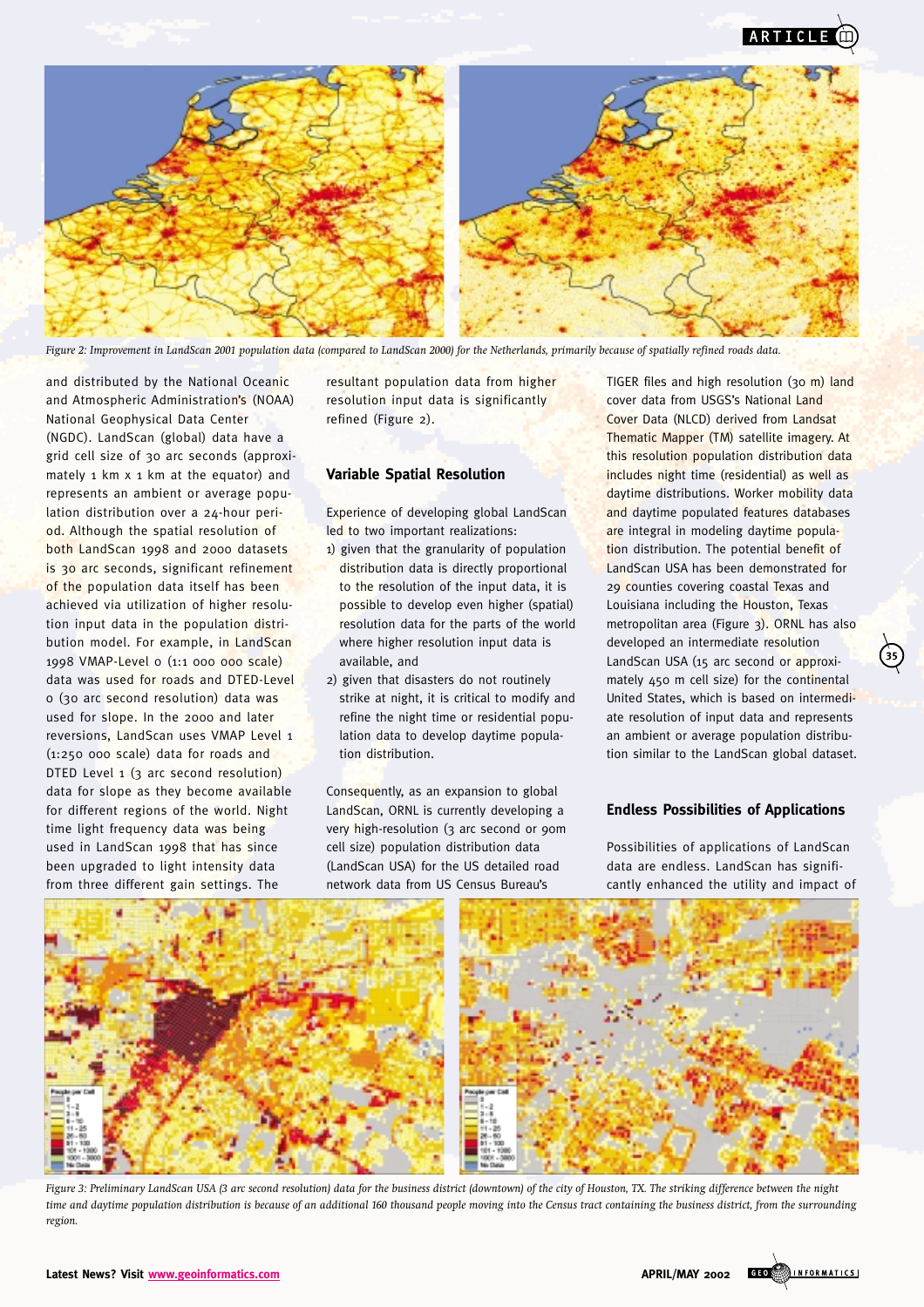*Figure 2: Improvement in LandScan 2001 population data (compared to LandScan 2000) for the Netherlands, primarily because of spatially refined roads data.*

and distributed by the National Oceanic and Atmospheric Administration's (NOAA) National Geophysical Data Center (NGDC). LandScan (global) data have a grid cell size of 30 arc seconds (approximately 1 km x 1 km at the equator) and represents an ambient or average population distribution over a 24-hour period. Although the spatial resolution of both LandScan 1998 and 2000 datasets is 30 arc seconds, significant refinement of the population data itself has been achieved via utilization of higher resolution input data in the population distribution model. For example, in LandScan 1998 VMAP-Level 0 (1:1 000 000 scale) data was used for roads and DTED-Level 0 (30 arc second resolution) data was used for slope. In the 2000 and later reversions, LandScan uses VMAP Level 1 (1:250 000 scale) data for roads and DTED Level 1 (3 arc second resolution) data for slope as they become available for different regions of the world. Night time light frequency data was being used in LandScan 1998 that has since been upgraded to light intensity data from three different gain settings. The resultant population data from higher resolution input data is significantly refined (Figure 2).

## Variable Spatial Resolution

Experience of developing global LandScan led to two important realizations:

1) given that the granularity of population distribution data is directly proportional to the resolution of the input data, it is possible to develop even higher (spatial) resolution data for the parts of the world where higher resolution input data is available, and
2) given that disasters do not routinely strike at night, it is critical to modify and refine the night time or residential population distribution to develop daytime population distribution.

Consequently, as an expansion to global LandScan, ORNL is currently developing a very high-resolution (3 arc second or 90m cell size) population distribution data (LandScan USA) for the US detailed road network data from US Census Bureau's TIGER files and high resolution (30 m) land cover data from USGS's National Land Cover Data (NLCD) derived from Landsat Thematic Mapper (TM) satellite imagery. At this resolution population distribution data includes night time (residential) as well as daytime distributions. Worker mobility data and daytime populated features databases are integral in modeling daytime population distribution. The potential benefit of LandScan USA has been demonstrated for 29 counties covering coastal Texas and Louisiana including the Houston, Texas metropolitan area (Figure 3). ORNL has also developed an intermediate resolution LandScan USA (15 arc second or approximately 450 m cell size) for the continental United States, which is based on intermediate resolution of input data and represents an ambient or average population distribution similar to the LandScan global dataset.

## Endless Possibilities of Applications

Possibilities of applications of LandScan data are endless. LandScan has significantly enhanced the utility and impact of

*Figure 3: Preliminary LandScan USA (3 arc second resolution) data for the business district (downtown) of the city of Houston, TX. The striking difference between the night time and daytime population distribution is because of an additional 160 thousand people moving into the Census tract containing the business district, from the surrounding region.*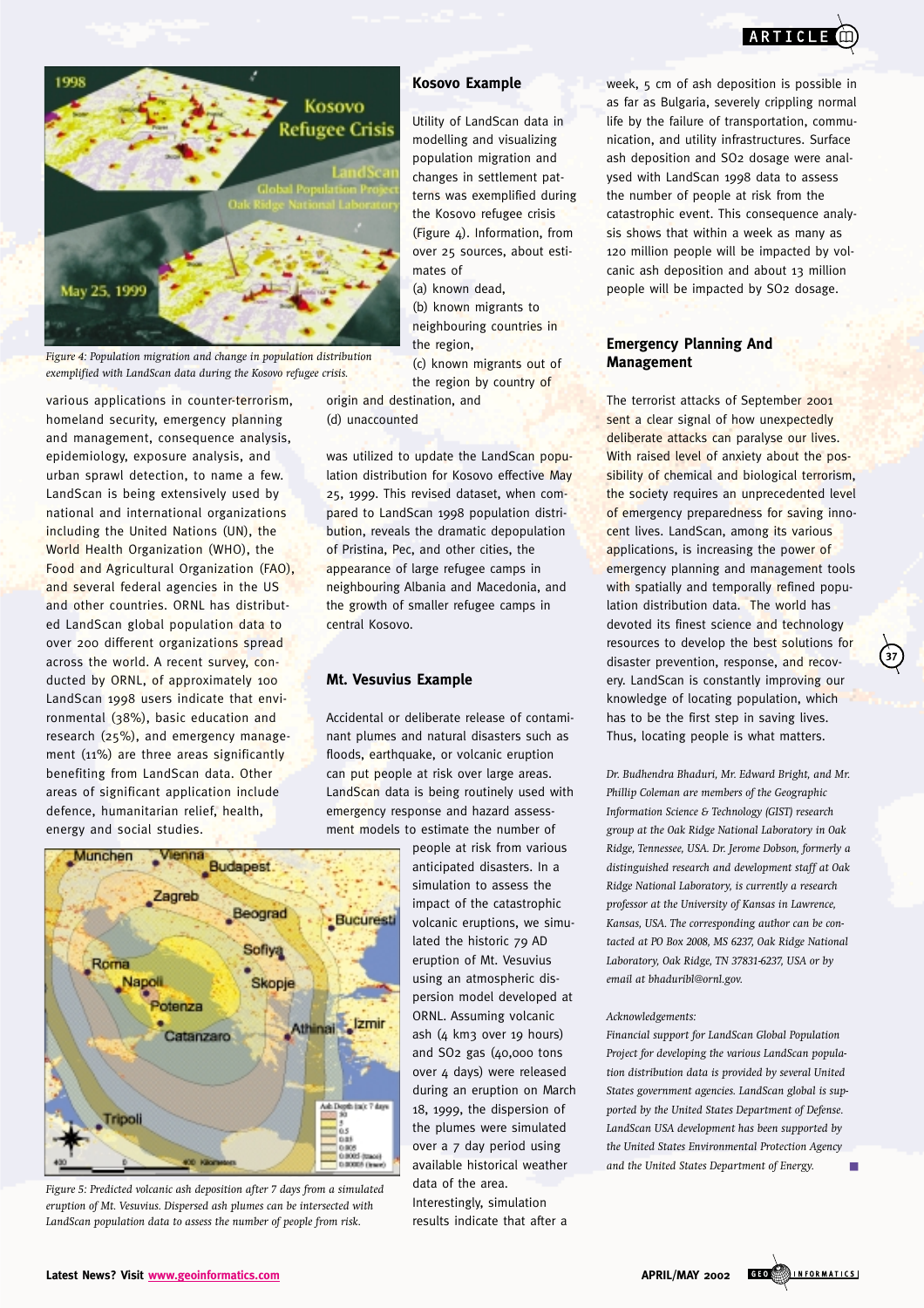Figure 4: Population migration and change in population distribution exemplified with LandScan data during the Kosovo refugee crisis.

various applications in counter-terrorism, homeland security, emergency planning and management, consequence analysis, epidemiology, exposure analysis, and urban sprawl detection, to name a few. LandScan is being extensively used by national and international organizations including the United Nations (UN), the World Health Organization (WHO), the Food and Agricultural Organization (FAO), and several federal agencies in the US and other countries. ORNL has distributed LandScan global population data to over 200 different organizations spread across the world. A recent survey, conducted by ORNL, of approximately 100 LandScan 1998 users indicate that environmental (38%), basic education and research (25%), and emergency management (11%) are three areas significantly benefiting from LandScan data. Other areas of significant application include defence, humanitarian relief, health, energy and social studies.

Figure 5: Predicted volcanic ash deposition after 7 days from a simulated eruption of Mt. Vesuvius. Dispersed ash plumes can be intersected with LandScan population data to assess the number of people from risk.

## Kosovo Example

Utility of LandScan data in modelling and visualizing population migration and changes in settlement patterns was exemplified during the Kosovo refugee crisis (Figure 4). Information, from over 25 sources, about estimates of

(a) known dead,
(b) known migrants to neighbouring countries in the region,
(c) known migrants out of the region by country of origin and destination, and
(d) unaccounted

was utilized to update the LandScan population distribution for Kosovo effective May 25, 1999. This revised dataset, when compared to LandScan 1998 population distribution, reveals the dramatic depopulation of Pristina, Pec, and other cities, the appearance of large refugee camps in neighbouring Albania and Macedonia, and the growth of smaller refugee camps in central Kosovo.

## Mt. Vesuvius Example

Accidental or deliberate release of contaminant plumes and natural disasters such as floods, earthquake, or volcanic eruption can put people at risk over large areas. LandScan data is being routinely used with emergency response and hazard assessment models to estimate the number of people at risk from various anticipated disasters. In a simulation to assess the impact of the catastrophic volcanic eruptions, we simulated the historic 79 AD eruption of Mt. Vesuvius using an atmospheric dispersion model developed at ORNL. Assuming volcanic ash (4 km3 over 19 hours) and $SO_2$ gas (40,000 tons over 4 days) were released during an eruption on March 18, 1999, the dispersion of the plumes were simulated over a 7 day period using available historical weather data of the area. Interestingly, simulation results indicate that after a week, 5 cm of ash deposition is possible in as far as Bulgaria, severely crippling normal life by the failure of transportation, communication, and utility infrastructures. Surface ash deposition and $SO_2$ dosage were analysed with LandScan 1998 data to assess the number of people at risk from the catastrophic event. This consequence analysis shows that within a week as many as 120 million people will be impacted by volcanic ash deposition and about 13 million people will be impacted by $SO_2$ dosage.

## Emergency Planning And Management

The terrorist attacks of September 2001 sent a clear signal of how unexpectedly deliberate attacks can paralyse our lives. With raised level of anxiety about the possibility of chemical and biological terrorism, the society requires an unprecedented level of emergency preparedness for saving innocent lives. LandScan, among its various applications, is increasing the power of emergency planning and management tools with spatially and temporally refined population distribution data. The world has devoted its finest science and technology resources to develop the best solutions for disaster prevention, response, and recovery. LandScan is constantly improving our knowledge of locating population, which has to be the first step in saving lives. Thus, locating people is what matters.

*Dr. Budhendra Bhaduri, Mr. Edward Bright, and Mr. Phillip Coleman are members of the Geographic Information Science & Technology (GIST) research group at the Oak Ridge National Laboratory in Oak Ridge, Tennessee, USA. Dr. Jerome Dobson, formerly a distinguished research and development staff at Oak Ridge National Laboratory, is currently a research professor at the University of Kansas in Lawrence, Kansas, USA. The corresponding author can be contacted at PO Box 2008, MS 6237, Oak Ridge National Laboratory, Oak Ridge, TN 37831-6237, USA or by email at bhaduribl@ornl.gov.*

*Acknowledgements:*

*Financial support for LandScan Global Population Project for developing the various LandScan population distribution data is provided by several United States government agencies. LandScan global is supported by the United States Department of Defense. LandScan USA development has been supported by the United States Environmental Protection Agency and the United States Department of Energy.*